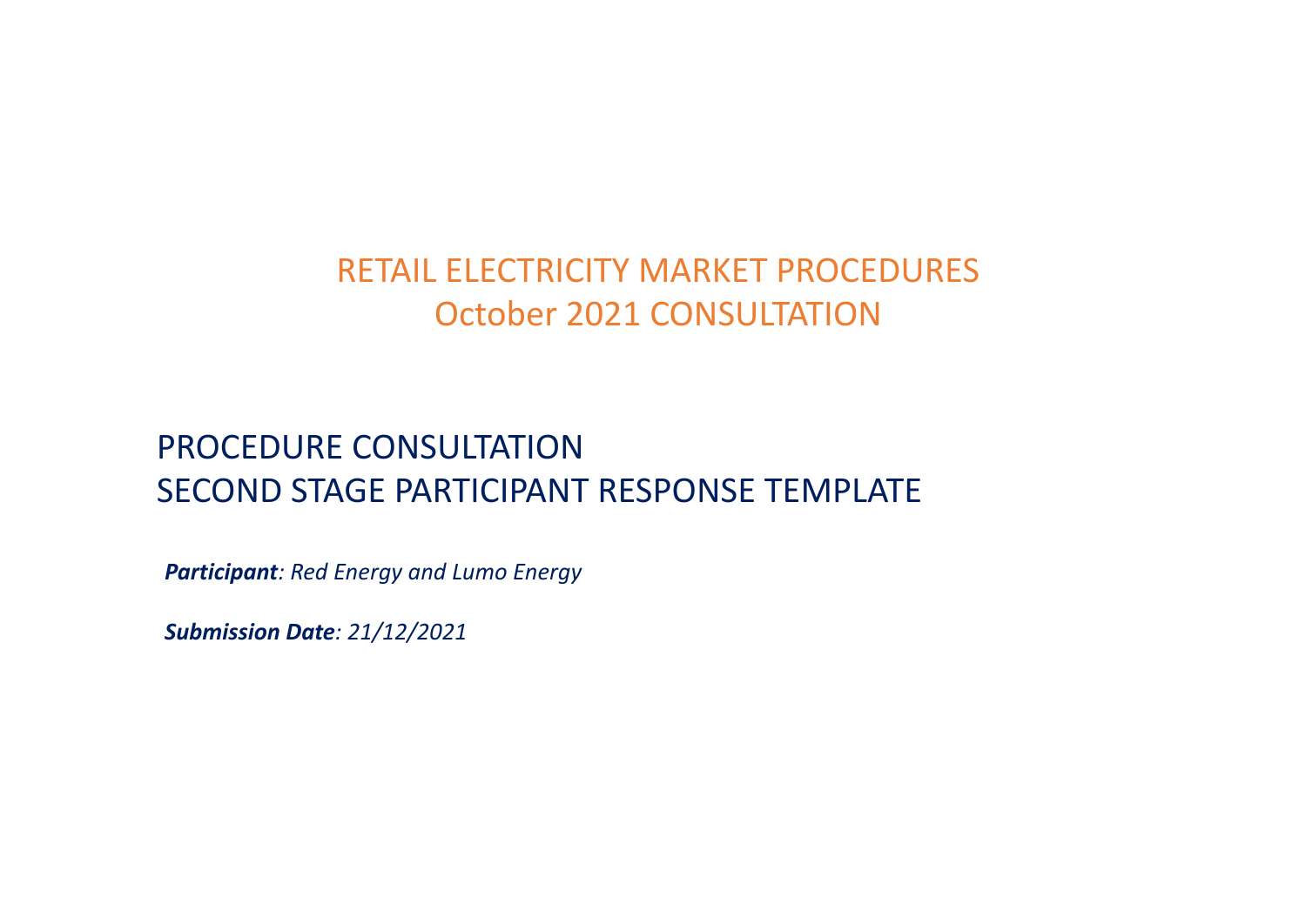# RETAIL ELECTRICITY MARKET PROCEDURES
# October 2021 CONSULTATION

## PROCEDURE CONSULTATION
## SECOND STAGE PARTICIPANT RESPONSE TEMPLATE

***Participant**: Red Energy and Lumo Energy*

***Submission Date**: 21/12/2021*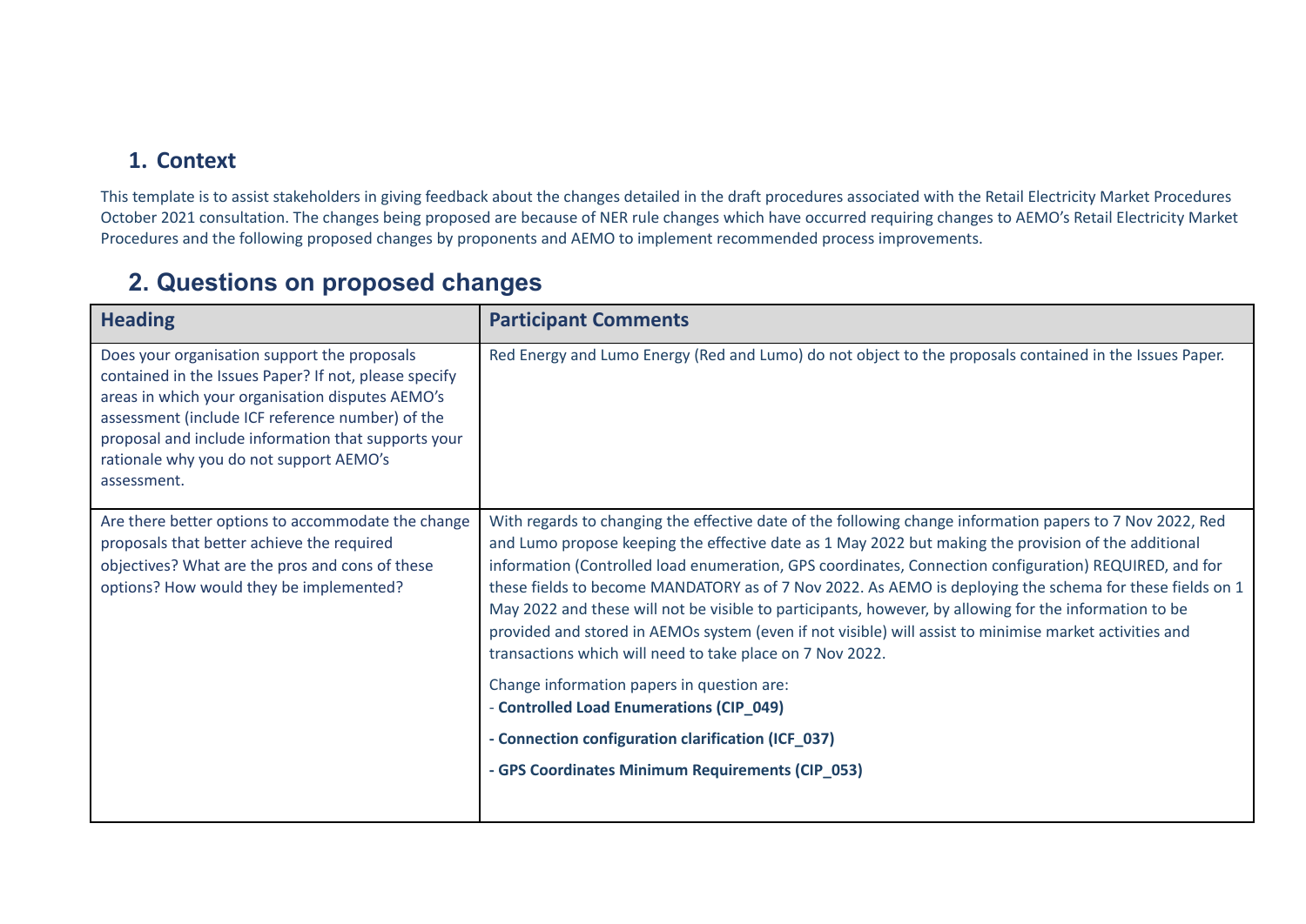## 1. Context

This template is to assist stakeholders in giving feedback about the changes detailed in the draft procedures associated with the Retail Electricity Market Procedures October 2021 consultation. The changes being proposed are because of NER rule changes which have occurred requiring changes to AEMO's Retail Electricity Market Procedures and the following proposed changes by proponents and AEMO to implement recommended process improvements.

## 2. Questions on proposed changes

| Heading | Participant Comments |
|---|---|
| Does your organisation support the proposals contained in the Issues Paper? If not, please specify areas in which your organisation disputes AEMO's assessment (include ICF reference number) of the proposal and include information that supports your rationale why you do not support AEMO's assessment. | Red Energy and Lumo Energy (Red and Lumo) do not object to the proposals contained in the Issues Paper. |
| Are there better options to accommodate the change proposals that better achieve the required objectives? What are the pros and cons of these options? How would they be implemented? | With regards to changing the effective date of the following change information papers to 7 Nov 2022, Red and Lumo propose keeping the effective date as 1 May 2022 but making the provision of the additional information (Controlled load enumeration, GPS coordinates, Connection configuration) REQUIRED, and for these fields to become MANDATORY as of 7 Nov 2022. As AEMO is deploying the schema for these fields on 1 May 2022 and these will not be visible to participants, however, by allowing for the information to be provided and stored in AEMOs system (even if not visible) will assist to minimise market activities and transactions which will need to take place on 7 Nov 2022.<br><br>Change information papers in question are:<br>- **Controlled Load Enumerations (CIP_049)**<br>**- Connection configuration clarification (ICF_037)**<br>**- GPS Coordinates Minimum Requirements (CIP_053)** |